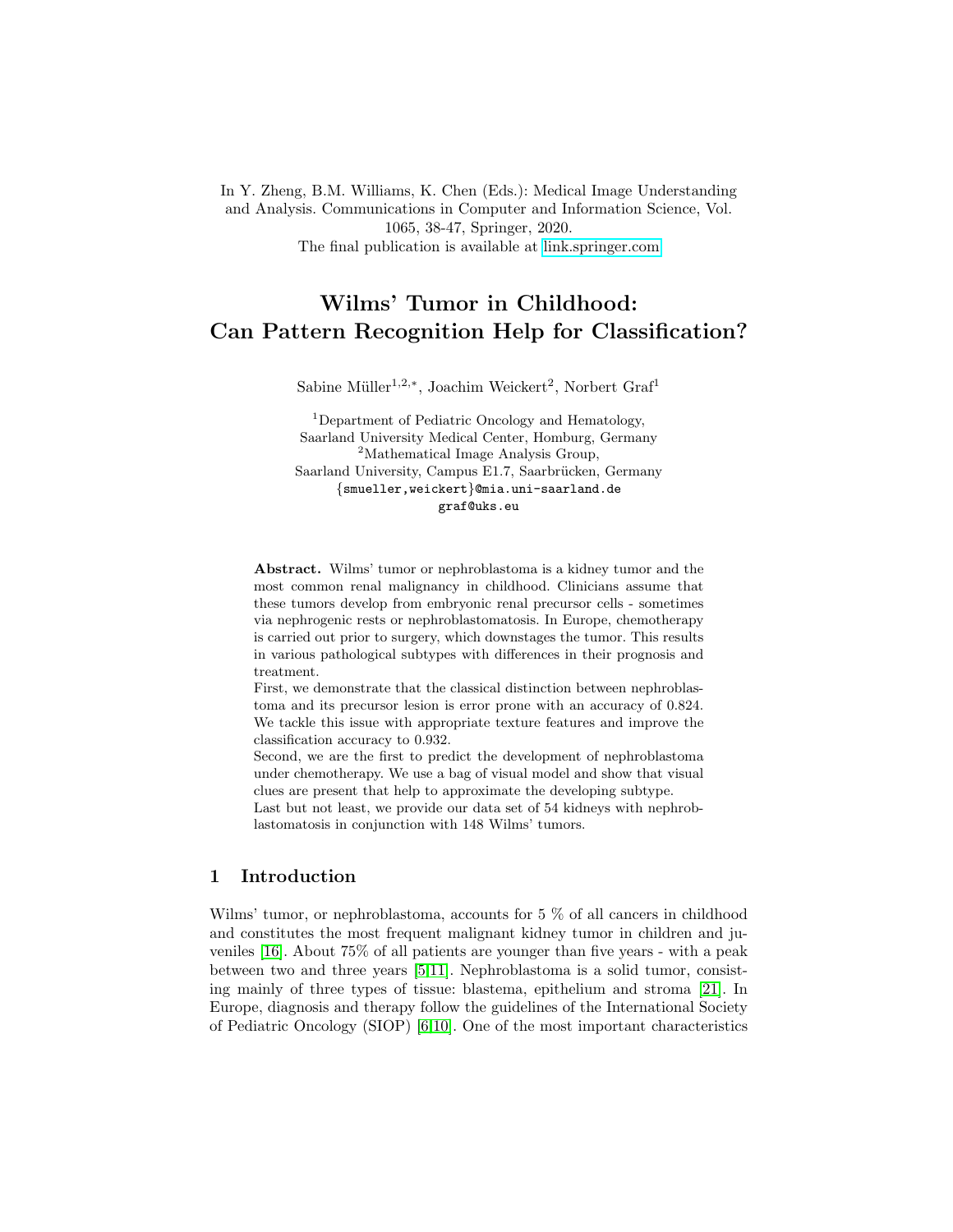In Y. Zheng, B.M. Williams, K. Chen (Eds.): Medical Image Understanding and Analysis. Communications in Computer and Information Science, Vol. 1065, 38-47, Springer, 2020.
The final publication is available at link.springer.com

# Wilms' Tumor in Childhood: Can Pattern Recognition Help for Classification?

Sabine Müller[1,2,*], Joachim Weickert[2], Norbert Graf[1]

[1]Department of Pediatric Oncology and Hematology, Saarland University Medical Center, Homburg, Germany
[2]Mathematical Image Analysis Group, Saarland University, Campus E1.7, Saarbrücken, Germany
{smueller,weickert}@mia.uni-saarland.de
graf@uks.eu

**Abstract.** Wilms' tumor or nephroblastoma is a kidney tumor and the most common renal malignancy in childhood. Clinicians assume that these tumors develop from embryonic renal precursor cells - sometimes via nephrogenic rests or nephroblastomatosis. In Europe, chemotherapy is carried out prior to surgery, which downstages the tumor. This results in various pathological subtypes with differences in their prognosis and treatment.
First, we demonstrate that the classical distinction between nephroblastoma and its precursor lesion is error prone with an accuracy of 0.824. We tackle this issue with appropriate texture features and improve the classification accuracy to 0.932.
Second, we are the first to predict the development of nephroblastoma under chemotherapy. We use a bag of visual model and show that visual clues are present that help to approximate the developing subtype.
Last but not least, we provide our data set of 54 kidneys with nephroblastomatosis in conjunction with 148 Wilms' tumors.

## 1 Introduction

Wilms' tumor, or nephroblastoma, accounts for 5 % of all cancers in childhood and constitutes the most frequent malignant kidney tumor in children and juveniles [16]. About 75% of all patients are younger than five years - with a peak between two and three years [5,11]. Nephroblastoma is a solid tumor, consisting mainly of three types of tissue: blastema, epithelium and stroma [21]. In Europe, diagnosis and therapy follow the guidelines of the International Society of Pediatric Oncology (SIOP) [6,10]. One of the most important characteristics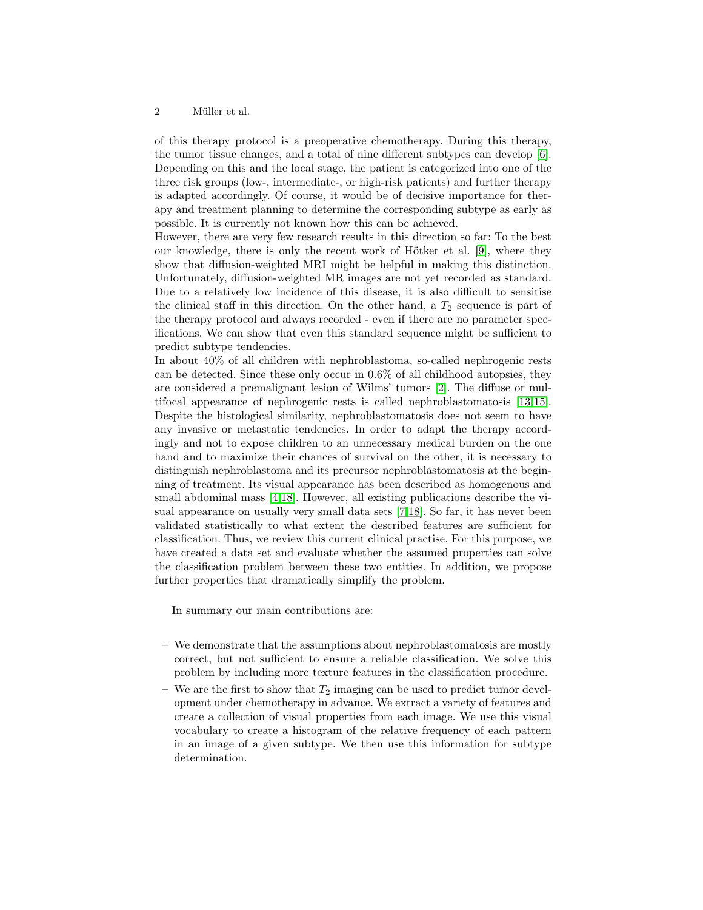of this therapy protocol is a preoperative chemotherapy. During this therapy, the tumor tissue changes, and a total of nine different subtypes can develop [6]. Depending on this and the local stage, the patient is categorized into one of the three risk groups (low-, intermediate-, or high-risk patients) and further therapy is adapted accordingly. Of course, it would be of decisive importance for therapy and treatment planning to determine the corresponding subtype as early as possible. It is currently not known how this can be achieved.
However, there are very few research results in this direction so far: To the best our knowledge, there is only the recent work of Hötker et al. [9], where they show that diffusion-weighted MRI might be helpful in making this distinction. Unfortunately, diffusion-weighted MR images are not yet recorded as standard. Due to a relatively low incidence of this disease, it is also difficult to sensitise the clinical staff in this direction. On the other hand, a $T_2$ sequence is part of the therapy protocol and always recorded - even if there are no parameter specifications. We can show that even this standard sequence might be sufficient to predict subtype tendencies.
In about 40% of all children with nephroblastoma, so-called nephrogenic rests can be detected. Since these only occur in 0.6% of all childhood autopsies, they are considered a premalignant lesion of Wilms' tumors [2]. The diffuse or multifocal appearance of nephrogenic rests is called nephroblastomatosis [13,15]. Despite the histological similarity, nephroblastomatosis does not seem to have any invasive or metastatic tendencies. In order to adapt the therapy accordingly and not to expose children to an unnecessary medical burden on the one hand and to maximize their chances of survival on the other, it is necessary to distinguish nephroblastoma and its precursor nephroblastomatosis at the beginning of treatment. Its visual appearance has been described as homogenous and small abdominal mass [4,18]. However, all existing publications describe the visual appearance on usually very small data sets [7,18]. So far, it has never been validated statistically to what extent the described features are sufficient for classification. Thus, we review this current clinical practise. For this purpose, we have created a data set and evaluate whether the assumed properties can solve the classification problem between these two entities. In addition, we propose further properties that dramatically simplify the problem.

In summary our main contributions are:

- We demonstrate that the assumptions about nephroblastomatosis are mostly correct, but not sufficient to ensure a reliable classification. We solve this problem by including more texture features in the classification procedure.
- We are the first to show that $T_2$ imaging can be used to predict tumor development under chemotherapy in advance. We extract a variety of features and create a collection of visual properties from each image. We use this visual vocabulary to create a histogram of the relative frequency of each pattern in an image of a given subtype. We then use this information for subtype determination.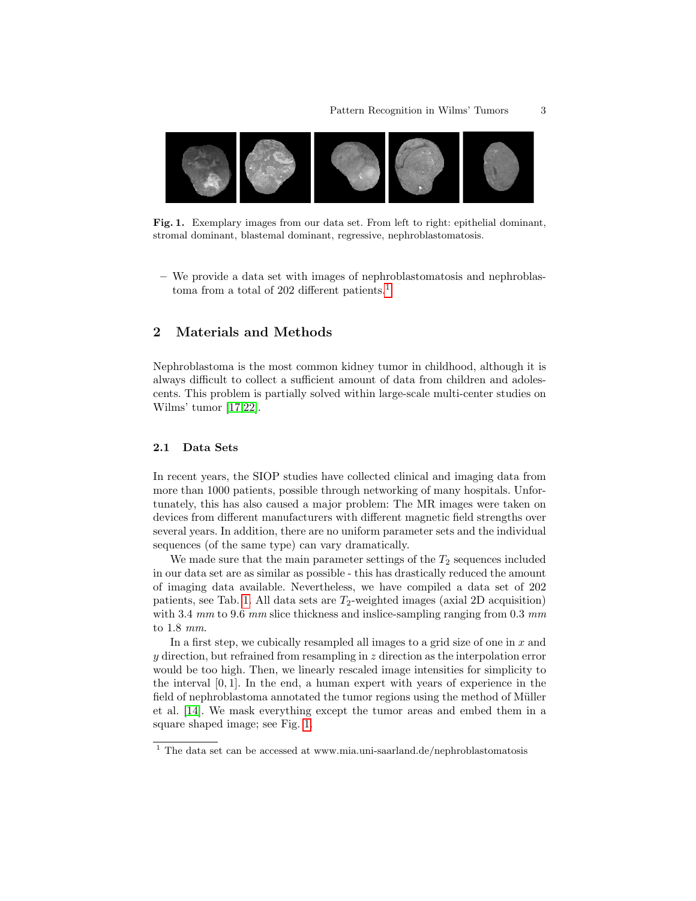**Fig. 1.** Exemplary images from our data set. From left to right: epithelial dominant, stromal dominant, blastemal dominant, regressive, nephroblastomatosis.

- We provide a data set with images of nephroblastomatosis and nephroblastoma from a total of 202 different patients.[1]

## 2 Materials and Methods

Nephroblastoma is the most common kidney tumor in childhood, although it is always difficult to collect a sufficient amount of data from children and adolescents. This problem is partially solved within large-scale multi-center studies on Wilms' tumor [17,22].

### 2.1 Data Sets

In recent years, the SIOP studies have collected clinical and imaging data from more than 1000 patients, possible through networking of many hospitals. Unfortunately, this has also caused a major problem: The MR images were taken on devices from different manufacturers with different magnetic field strengths over several years. In addition, there are no uniform parameter sets and the individual sequences (of the same type) can vary dramatically.

We made sure that the main parameter settings of the $T_2$ sequences included in our data set are as similar as possible - this has drastically reduced the amount of imaging data available. Nevertheless, we have compiled a data set of 202 patients, see Tab. 1. All data sets are $T_2$-weighted images (axial 2D acquisition) with 3.4 $mm$ to 9.6 $mm$ slice thickness and inslice-sampling ranging from 0.3 $mm$ to 1.8 $mm$.

In a first step, we cubically resampled all images to a grid size of one in $x$ and $y$ direction, but refrained from resampling in $z$ direction as the interpolation error would be too high. Then, we linearly rescaled image intensities for simplicity to the interval $[0, 1]$. In the end, a human expert with years of experience in the field of nephroblastoma annotated the tumor regions using the method of Müller et al. [14]. We mask everything except the tumor areas and embed them in a square shaped image; see Fig. 1.

[1] The data set can be accessed at www.mia.uni-saarland.de/nephroblastomatosis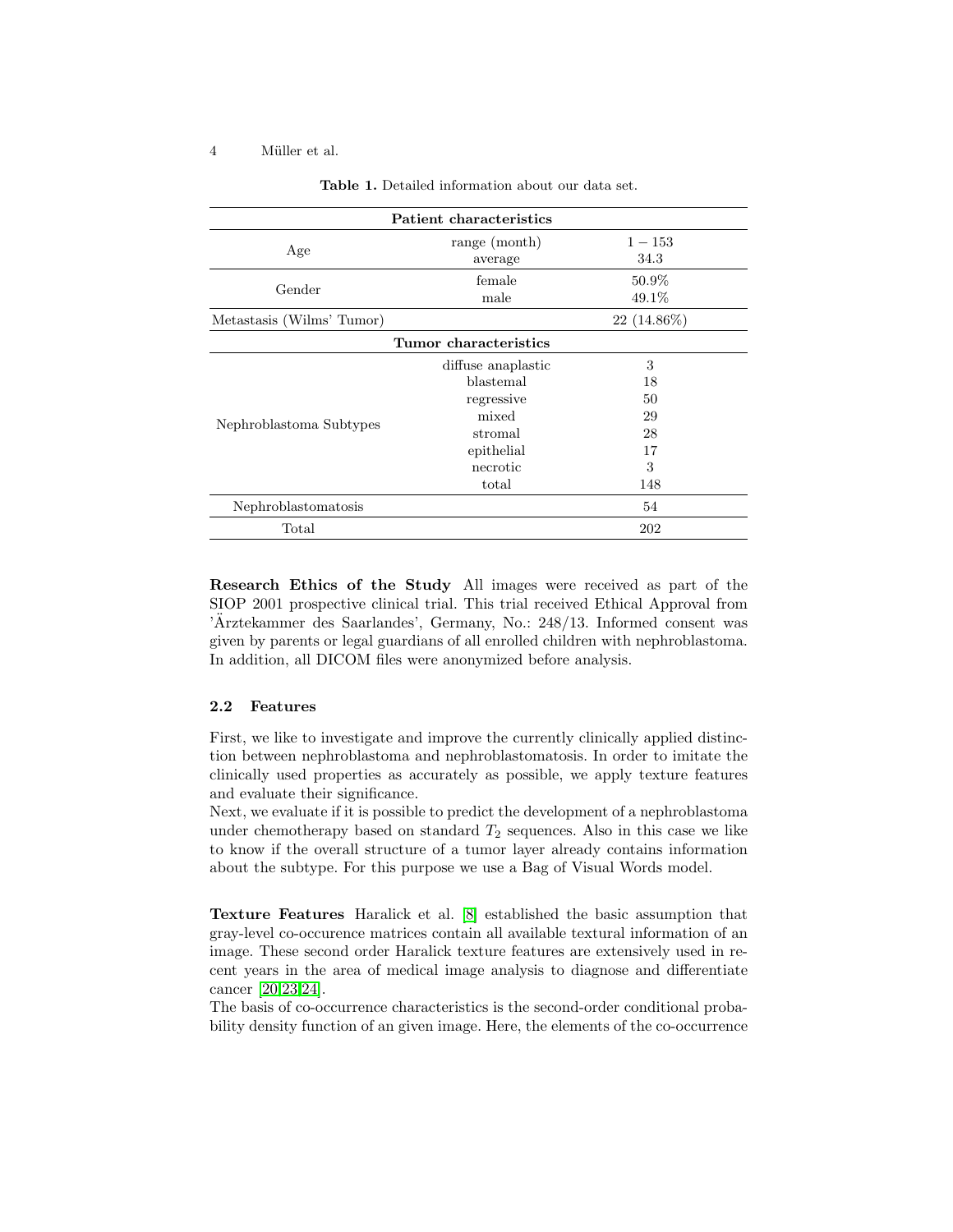**Table 1.** Detailed information about our data set.

| Patient characteristics | | |
|---|---|---|
| Age | range (month) | $1 - 153$ |
| | average | 34.3 |
| Gender | female | 50.9% |
| | male | 49.1% |
| Metastasis (Wilms' Tumor) | | 22 (14.86%) |
| **Tumor characteristics** | | |
| Nephroblastoma Subtypes | diffuse anaplastic | 3 |
| | blastemal | 18 |
| | regressive | 50 |
| | mixed | 29 |
| | stromal | 28 |
| | epithelial | 17 |
| | necrotic | 3 |
| | total | 148 |
| Nephroblastomatosis | | 54 |
| Total | | 202 |

**Research Ethics of the Study** All images were received as part of the SIOP 2001 prospective clinical trial. This trial received Ethical Approval from 'Ärztekammer des Saarlandes', Germany, No.: 248/13. Informed consent was given by parents or legal guardians of all enrolled children with nephroblastoma. In addition, all DICOM files were anonymized before analysis.

### 2.2 Features

First, we like to investigate and improve the currently clinically applied distinction between nephroblastoma and nephroblastomatosis. In order to imitate the clinically used properties as accurately as possible, we apply texture features and evaluate their significance.
Next, we evaluate if it is possible to predict the development of a nephroblastoma under chemotherapy based on standard $T_2$ sequences. Also in this case we like to know if the overall structure of a tumor layer already contains information about the subtype. For this purpose we use a Bag of Visual Words model.

**Texture Features** Haralick et al. [8] established the basic assumption that gray-level co-occurence matrices contain all available textural information of an image. These second order Haralick texture features are extensively used in recent years in the area of medical image analysis to diagnose and differentiate cancer [20,23,24].
The basis of co-occurrence characteristics is the second-order conditional probability density function of an given image. Here, the elements of the co-occurrence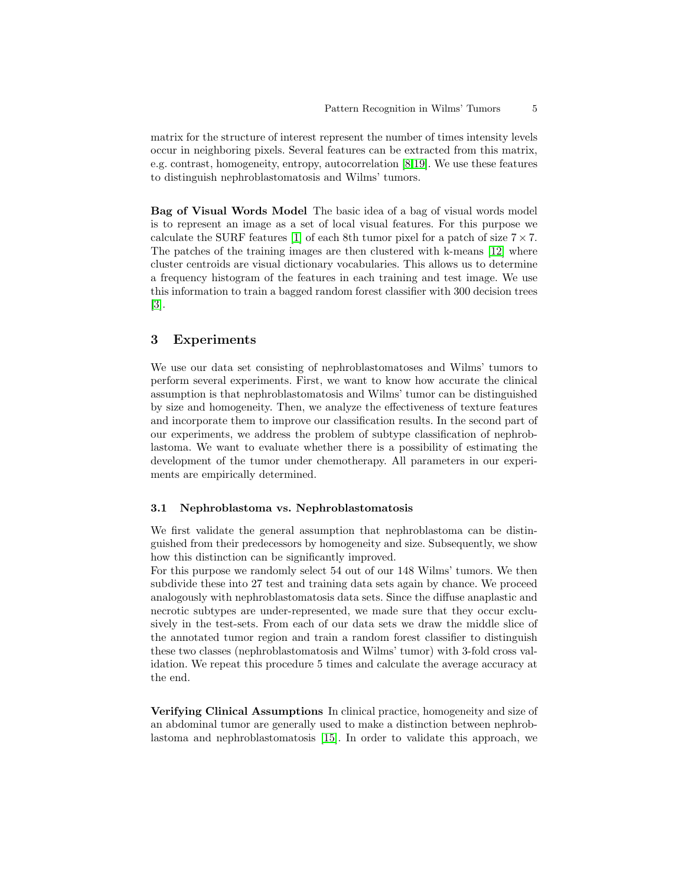matrix for the structure of interest represent the number of times intensity levels occur in neighboring pixels. Several features can be extracted from this matrix, e.g. contrast, homogeneity, entropy, autocorrelation [8,19]. We use these features to distinguish nephroblastomatosis and Wilms' tumors.

**Bag of Visual Words Model** The basic idea of a bag of visual words model is to represent an image as a set of local visual features. For this purpose we calculate the SURF features [1] of each 8th tumor pixel for a patch of size $7 \times 7$. The patches of the training images are then clustered with k-means [12] where cluster centroids are visual dictionary vocabularies. This allows us to determine a frequency histogram of the features in each training and test image. We use this information to train a bagged random forest classifier with 300 decision trees [3].

## 3 Experiments

We use our data set consisting of nephroblastomatoses and Wilms' tumors to perform several experiments. First, we want to know how accurate the clinical assumption is that nephroblastomatosis and Wilms' tumor can be distinguished by size and homogeneity. Then, we analyze the effectiveness of texture features and incorporate them to improve our classification results. In the second part of our experiments, we address the problem of subtype classification of nephroblastoma. We want to evaluate whether there is a possibility of estimating the development of the tumor under chemotherapy. All parameters in our experiments are empirically determined.

### 3.1 Nephroblastoma vs. Nephroblastomatosis

We first validate the general assumption that nephroblastoma can be distinguished from their predecessors by homogeneity and size. Subsequently, we show how this distinction can be significantly improved.

For this purpose we randomly select 54 out of our 148 Wilms' tumors. We then subdivide these into 27 test and training data sets again by chance. We proceed analogously with nephroblastomatosis data sets. Since the diffuse anaplastic and necrotic subtypes are under-represented, we made sure that they occur exclusively in the test-sets. From each of our data sets we draw the middle slice of the annotated tumor region and train a random forest classifier to distinguish these two classes (nephroblastomatosis and Wilms' tumor) with 3-fold cross validation. We repeat this procedure 5 times and calculate the average accuracy at the end.

**Verifying Clinical Assumptions** In clinical practice, homogeneity and size of an abdominal tumor are generally used to make a distinction between nephroblastoma and nephroblastomatosis [15]. In order to validate this approach, we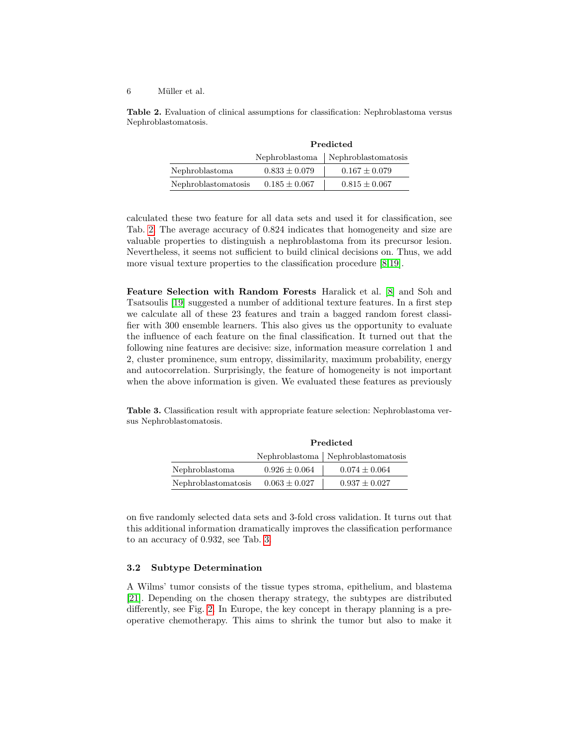**Table 2.** Evaluation of clinical assumptions for classification: Nephroblastoma versus Nephroblastomatosis.

| | Predicted | |
|---|---|---|
| | Nephroblastoma | Nephroblastomatosis |
| Nephroblastoma | $0.833 \pm 0.079$ | $0.167 \pm 0.079$ |
| Nephroblastomatosis | $0.185 \pm 0.067$ | $0.815 \pm 0.067$ |

calculated these two feature for all data sets and used it for classification, see Tab. 2. The average accuracy of 0.824 indicates that homogeneity and size are valuable properties to distinguish a nephroblastoma from its precursor lesion. Nevertheless, it seems not sufficient to build clinical decisions on. Thus, we add more visual texture properties to the classification procedure [8,19].

**Feature Selection with Random Forests** Haralick et al. [8] and Soh and Tsatsoulis [19] suggested a number of additional texture features. In a first step we calculate all of these 23 features and train a bagged random forest classifier with 300 ensemble learners. This also gives us the opportunity to evaluate the influence of each feature on the final classification. It turned out that the following nine features are decisive: size, information measure correlation 1 and 2, cluster prominence, sum entropy, dissimilarity, maximum probability, energy and autocorrelation. Surprisingly, the feature of homogeneity is not important when the above information is given. We evaluated these features as previously

**Table 3.** Classification result with appropriate feature selection: Nephroblastoma versus Nephroblastomatosis.

| | Predicted | |
|---|---|---|
| | Nephroblastoma | Nephroblastomatosis |
| Nephroblastoma | $0.926 \pm 0.064$ | $0.074 \pm 0.064$ |
| Nephroblastomatosis | $0.063 \pm 0.027$ | $0.937 \pm 0.027$ |

on five randomly selected data sets and 3-fold cross validation. It turns out that this additional information dramatically improves the classification performance to an accuracy of 0.932, see Tab. 3.

### 3.2 Subtype Determination

A Wilms' tumor consists of the tissue types stroma, epithelium, and blastema [21]. Depending on the chosen therapy strategy, the subtypes are distributed differently, see Fig. 2. In Europe, the key concept in therapy planning is a preoperative chemotherapy. This aims to shrink the tumor but also to make it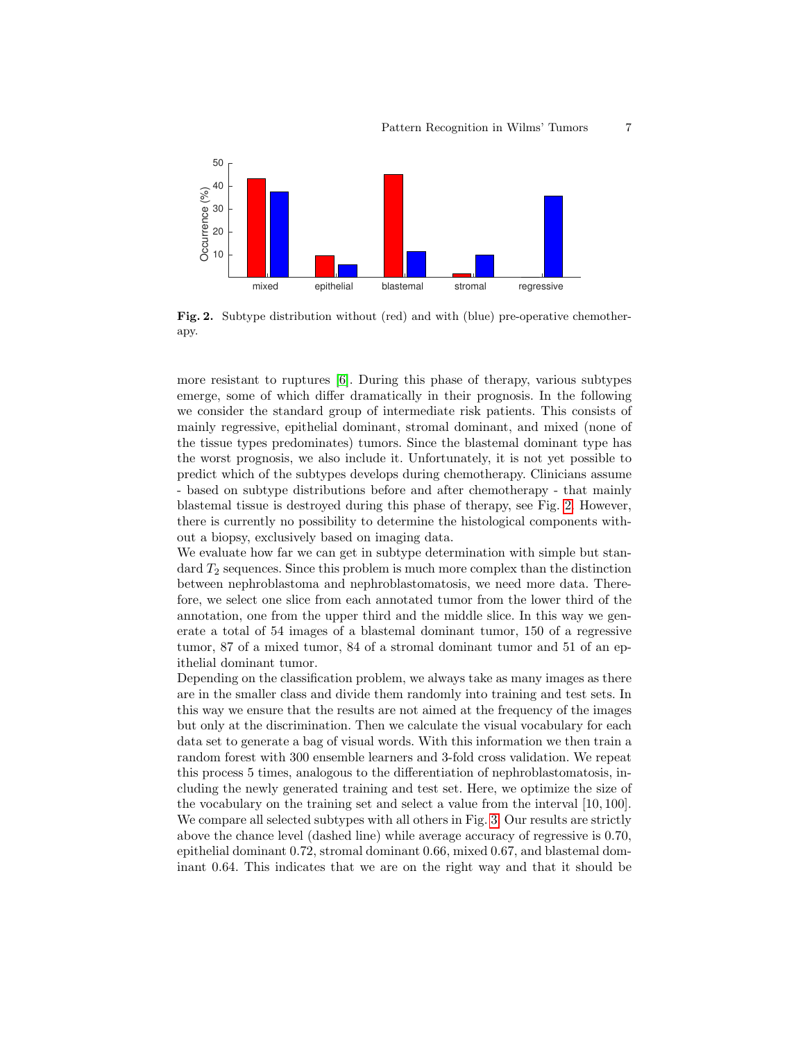Fig. 2. Subtype distribution without (red) and with (blue) pre-operative chemotherapy.

more resistant to ruptures [6]. During this phase of therapy, various subtypes emerge, some of which differ dramatically in their prognosis. In the following we consider the standard group of intermediate risk patients. This consists of mainly regressive, epithelial dominant, stromal dominant, and mixed (none of the tissue types predominates) tumors. Since the blastemal dominant type has the worst prognosis, we also include it. Unfortunately, it is not yet possible to predict which of the subtypes develops during chemotherapy. Clinicians assume - based on subtype distributions before and after chemotherapy - that mainly blastemal tissue is destroyed during this phase of therapy, see Fig. 2. However, there is currently no possibility to determine the histological components without a biopsy, exclusively based on imaging data.

We evaluate how far we can get in subtype determination with simple but standard $T_2$ sequences. Since this problem is much more complex than the distinction between nephroblastoma and nephroblastomatosis, we need more data. Therefore, we select one slice from each annotated tumor from the lower third of the annotation, one from the upper third and the middle slice. In this way we generate a total of 54 images of a blastemal dominant tumor, 150 of a regressive tumor, 87 of a mixed tumor, 84 of a stromal dominant tumor and 51 of an epithelial dominant tumor.

Depending on the classification problem, we always take as many images as there are in the smaller class and divide them randomly into training and test sets. In this way we ensure that the results are not aimed at the frequency of the images but only at the discrimination. Then we calculate the visual vocabulary for each data set to generate a bag of visual words. With this information we then train a random forest with 300 ensemble learners and 3-fold cross validation. We repeat this process 5 times, analogous to the differentiation of nephroblastomatosis, including the newly generated training and test set. Here, we optimize the size of the vocabulary on the training set and select a value from the interval $[10, 100]$. We compare all selected subtypes with all others in Fig. 3. Our results are strictly above the chance level (dashed line) while average accuracy of regressive is 0.70, epithelial dominant 0.72, stromal dominant 0.66, mixed 0.67, and blastemal dominant 0.64. This indicates that we are on the right way and that it should be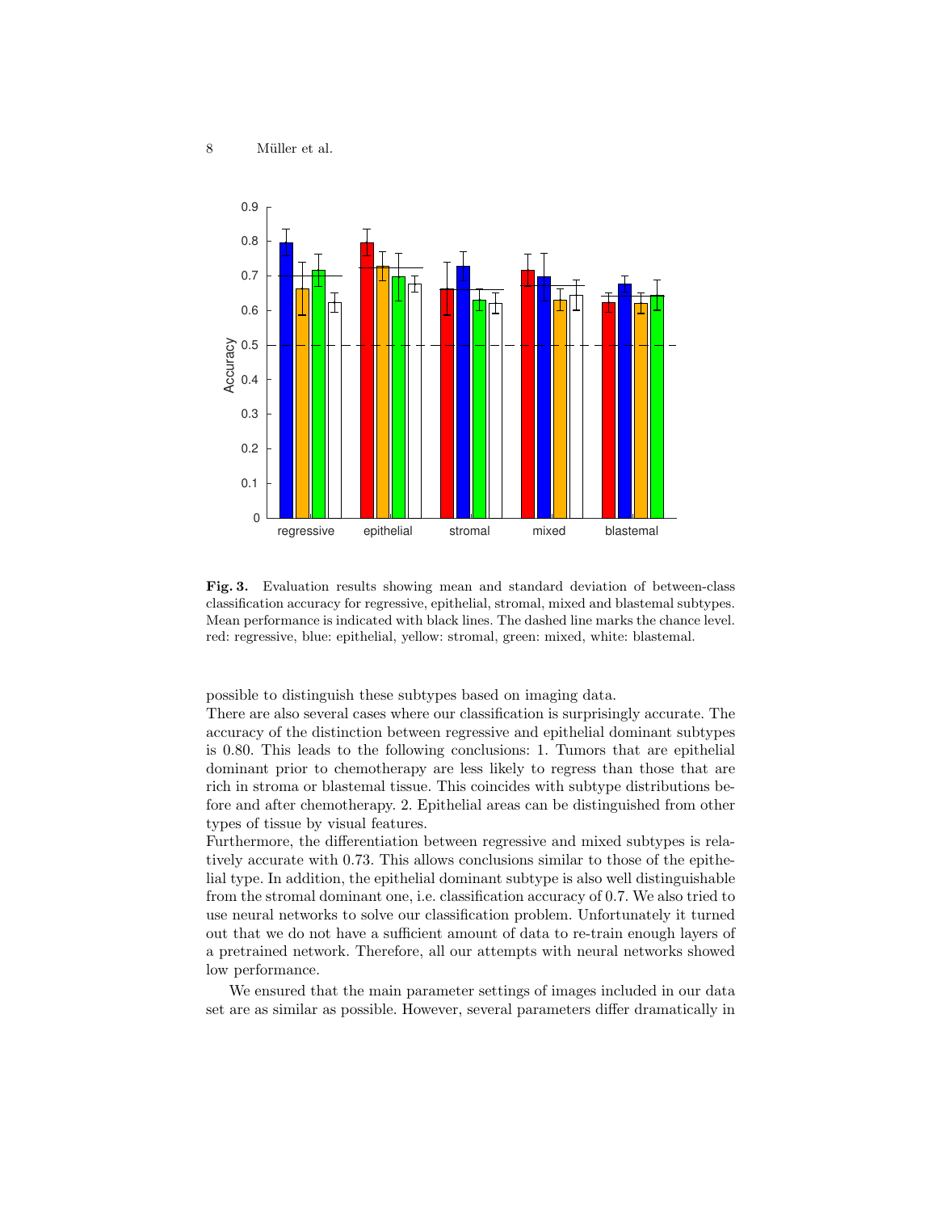**Fig. 3.** Evaluation results showing mean and standard deviation of between-class classification accuracy for regressive, epithelial, stromal, mixed and blastemal subtypes. Mean performance is indicated with black lines. The dashed line marks the chance level. red: regressive, blue: epithelial, yellow: stromal, green: mixed, white: blastemal.

possible to distinguish these subtypes based on imaging data.

There are also several cases where our classification is surprisingly accurate. The accuracy of the distinction between regressive and epithelial dominant subtypes is 0.80. This leads to the following conclusions: 1. Tumors that are epithelial dominant prior to chemotherapy are less likely to regress than those that are rich in stroma or blastemal tissue. This coincides with subtype distributions before and after chemotherapy. 2. Epithelial areas can be distinguished from other types of tissue by visual features.

Furthermore, the differentiation between regressive and mixed subtypes is relatively accurate with 0.73. This allows conclusions similar to those of the epithelial type. In addition, the epithelial dominant subtype is also well distinguishable from the stromal dominant one, i.e. classification accuracy of 0.7. We also tried to use neural networks to solve our classification problem. Unfortunately it turned out that we do not have a sufficient amount of data to re-train enough layers of a pretrained network. Therefore, all our attempts with neural networks showed low performance.

We ensured that the main parameter settings of images included in our data set are as similar as possible. However, several parameters differ dramatically in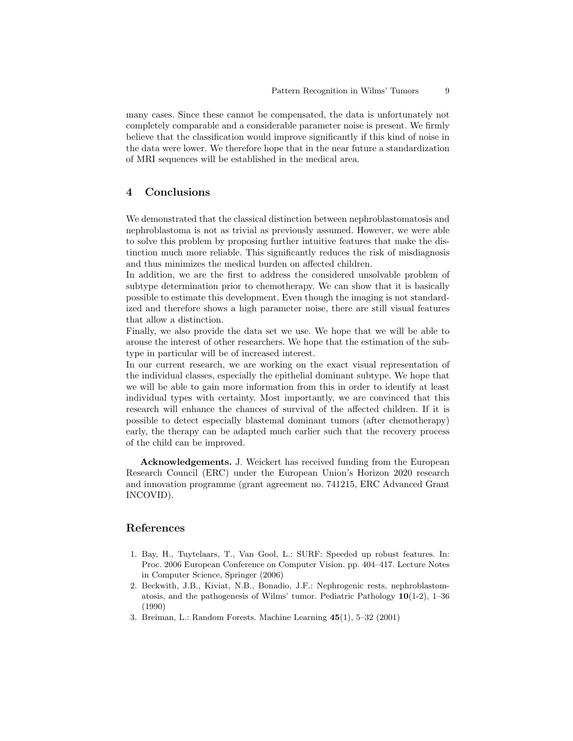many cases. Since these cannot be compensated, the data is unfortunately not completely comparable and a considerable parameter noise is present. We firmly believe that the classification would improve significantly if this kind of noise in the data were lower. We therefore hope that in the near future a standardization of MRI sequences will be established in the medical area.

## 4 Conclusions

We demonstrated that the classical distinction between nephroblastomatosis and nephroblastoma is not as trivial as previously assumed. However, we were able to solve this problem by proposing further intuitive features that make the distinction much more reliable. This significantly reduces the risk of misdiagnosis and thus minimizes the medical burden on affected children.

In addition, we are the first to address the considered unsolvable problem of subtype determination prior to chemotherapy. We can show that it is basically possible to estimate this development. Even though the imaging is not standardized and therefore shows a high parameter noise, there are still visual features that allow a distinction.

Finally, we also provide the data set we use. We hope that we will be able to arouse the interest of other researchers. We hope that the estimation of the subtype in particular will be of increased interest.

In our current research, we are working on the exact visual representation of the individual classes, especially the epithelial dominant subtype. We hope that we will be able to gain more information from this in order to identify at least individual types with certainty. Most importantly, we are convinced that this research will enhance the chances of survival of the affected children. If it is possible to detect especially blastemal dominant tumors (after chemotherapy) early, the therapy can be adapted much earlier such that the recovery process of the child can be improved.

**Acknowledgements.** J. Weickert has received funding from the European Research Council (ERC) under the European Union's Horizon 2020 research and innovation programme (grant agreement no. 741215, ERC Advanced Grant INCOVID).

## References

1. Bay, H., Tuytelaars, T., Van Gool, L.: SURF: Speeded up robust features. In: Proc. 2006 European Conference on Computer Vision. pp. 404–417. Lecture Notes in Computer Science, Springer (2006)
2. Beckwith, J.B., Kiviat, N.B., Bonadio, J.F.: Nephrogenic rests, nephroblastomatosis, and the pathogenesis of Wilms' tumor. Pediatric Pathology **10**(1-2), 1–36 (1990)
3. Breiman, L.: Random Forests. Machine Learning **45**(1), 5–32 (2001)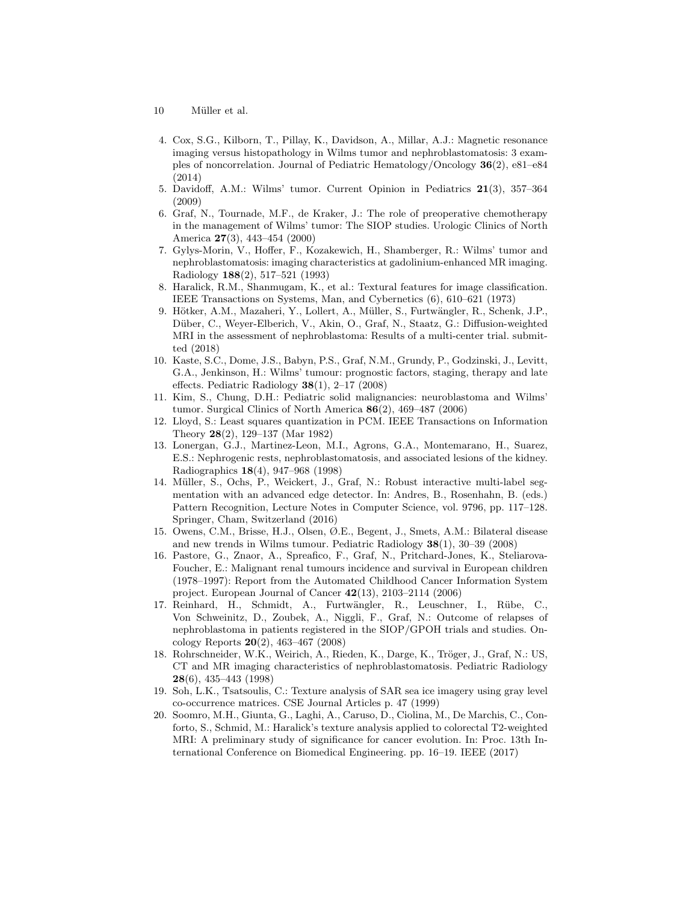4. Cox, S.G., Kilborn, T., Pillay, K., Davidson, A., Millar, A.J.: Magnetic resonance imaging versus histopathology in Wilms tumor and nephroblastomatosis: 3 examples of noncorrelation. Journal of Pediatric Hematology/Oncology **36**(2), e81–e84 (2014)
5. Davidoff, A.M.: Wilms' tumor. Current Opinion in Pediatrics **21**(3), 357–364 (2009)
6. Graf, N., Tournade, M.F., de Kraker, J.: The role of preoperative chemotherapy in the management of Wilms' tumor: The SIOP studies. Urologic Clinics of North America **27**(3), 443–454 (2000)
7. Gylys-Morin, V., Hoffer, F., Kozakewich, H., Shamberger, R.: Wilms' tumor and nephroblastomatosis: imaging characteristics at gadolinium-enhanced MR imaging. Radiology **188**(2), 517–521 (1993)
8. Haralick, R.M., Shanmugam, K., et al.: Textural features for image classification. IEEE Transactions on Systems, Man, and Cybernetics (6), 610–621 (1973)
9. Hötker, A.M., Mazaheri, Y., Lollert, A., Müller, S., Furtwängler, R., Schenk, J.P., Düber, C., Weyer-Elberich, V., Akin, O., Graf, N., Staatz, G.: Diffusion-weighted MRI in the assessment of nephroblastoma: Results of a multi-center trial. submitted (2018)
10. Kaste, S.C., Dome, J.S., Babyn, P.S., Graf, N.M., Grundy, P., Godzinski, J., Levitt, G.A., Jenkinson, H.: Wilms' tumour: prognostic factors, staging, therapy and late effects. Pediatric Radiology **38**(1), 2–17 (2008)
11. Kim, S., Chung, D.H.: Pediatric solid malignancies: neuroblastoma and Wilms' tumor. Surgical Clinics of North America **86**(2), 469–487 (2006)
12. Lloyd, S.: Least squares quantization in PCM. IEEE Transactions on Information Theory **28**(2), 129–137 (Mar 1982)
13. Lonergan, G.J., Martinez-Leon, M.I., Agrons, G.A., Montemarano, H., Suarez, E.S.: Nephrogenic rests, nephroblastomatosis, and associated lesions of the kidney. Radiographics **18**(4), 947–968 (1998)
14. Müller, S., Ochs, P., Weickert, J., Graf, N.: Robust interactive multi-label segmentation with an advanced edge detector. In: Andres, B., Rosenhahn, B. (eds.) Pattern Recognition, Lecture Notes in Computer Science, vol. 9796, pp. 117–128. Springer, Cham, Switzerland (2016)
15. Owens, C.M., Brisse, H.J., Olsen, Ø.E., Begent, J., Smets, A.M.: Bilateral disease and new trends in Wilms tumour. Pediatric Radiology **38**(1), 30–39 (2008)
16. Pastore, G., Znaor, A., Spreafico, F., Graf, N., Pritchard-Jones, K., Steliarova-Foucher, E.: Malignant renal tumours incidence and survival in European children (1978–1997): Report from the Automated Childhood Cancer Information System project. European Journal of Cancer **42**(13), 2103–2114 (2006)
17. Reinhard, H., Schmidt, A., Furtwängler, R., Leuschner, I., Rübe, C., Von Schweinitz, D., Zoubek, A., Niggli, F., Graf, N.: Outcome of relapses of nephroblastoma in patients registered in the SIOP/GPOH trials and studies. Oncology Reports **20**(2), 463–467 (2008)
18. Rohrschneider, W.K., Weirich, A., Rieden, K., Darge, K., Tröger, J., Graf, N.: US, CT and MR imaging characteristics of nephroblastomatosis. Pediatric Radiology **28**(6), 435–443 (1998)
19. Soh, L.K., Tsatsoulis, C.: Texture analysis of SAR sea ice imagery using gray level co-occurrence matrices. CSE Journal Articles p. 47 (1999)
20. Soomro, M.H., Giunta, G., Laghi, A., Caruso, D., Ciolina, M., De Marchis, C., Conforto, S., Schmid, M.: Haralick's texture analysis applied to colorectal T2-weighted MRI: A preliminary study of significance for cancer evolution. In: Proc. 13th International Conference on Biomedical Engineering. pp. 16–19. IEEE (2017)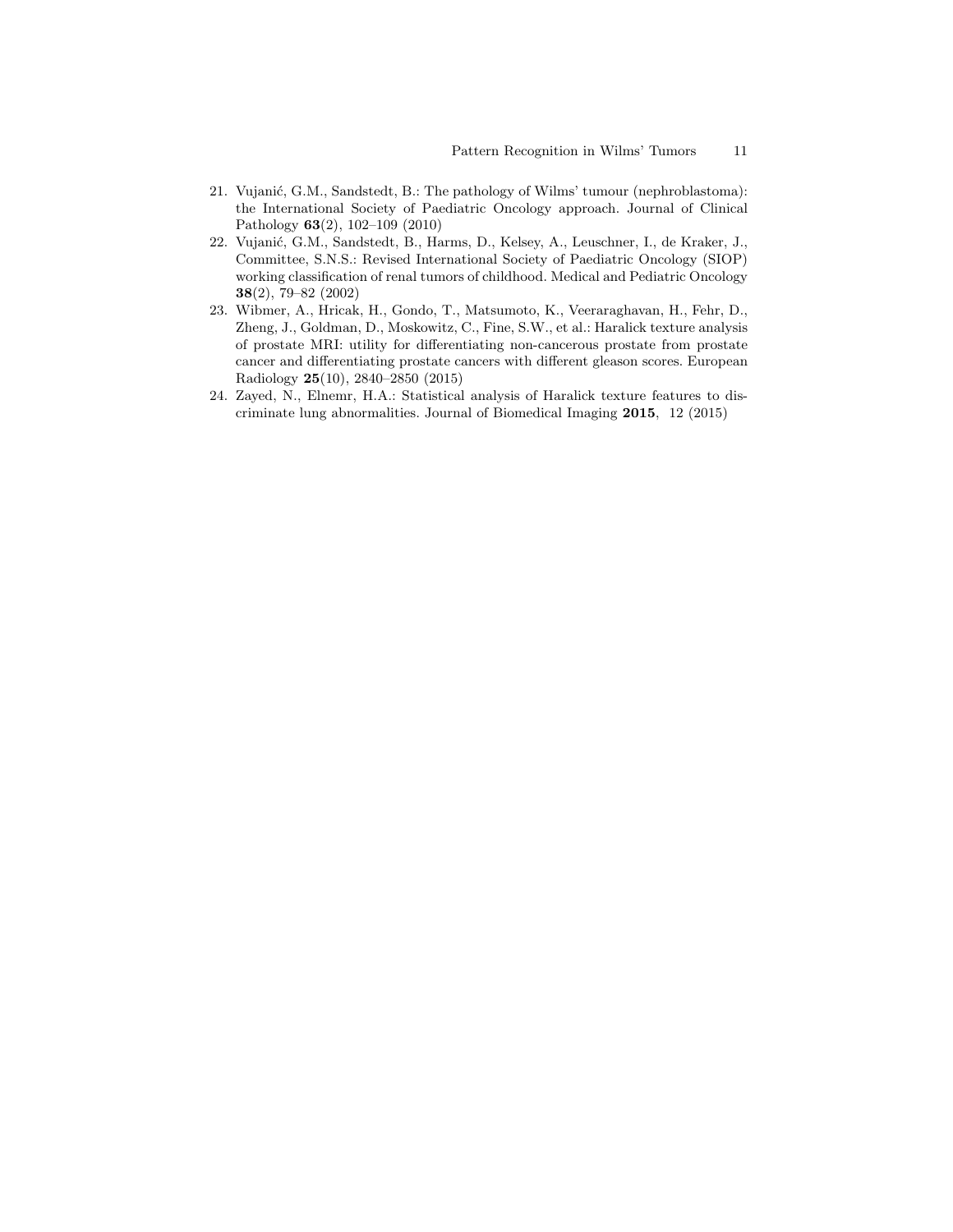21. Vujanić, G.M., Sandstedt, B.: The pathology of Wilms' tumour (nephroblastoma): the International Society of Paediatric Oncology approach. Journal of Clinical Pathology **63**(2), 102–109 (2010)
22. Vujanić, G.M., Sandstedt, B., Harms, D., Kelsey, A., Leuschner, I., de Kraker, J., Committee, S.N.S.: Revised International Society of Paediatric Oncology (SIOP) working classification of renal tumors of childhood. Medical and Pediatric Oncology **38**(2), 79–82 (2002)
23. Wibmer, A., Hricak, H., Gondo, T., Matsumoto, K., Veeraraghavan, H., Fehr, D., Zheng, J., Goldman, D., Moskowitz, C., Fine, S.W., et al.: Haralick texture analysis of prostate MRI: utility for differentiating non-cancerous prostate from prostate cancer and differentiating prostate cancers with different gleason scores. European Radiology **25**(10), 2840–2850 (2015)
24. Zayed, N., Elnemr, H.A.: Statistical analysis of Haralick texture features to discriminate lung abnormalities. Journal of Biomedical Imaging **2015**, 12 (2015)